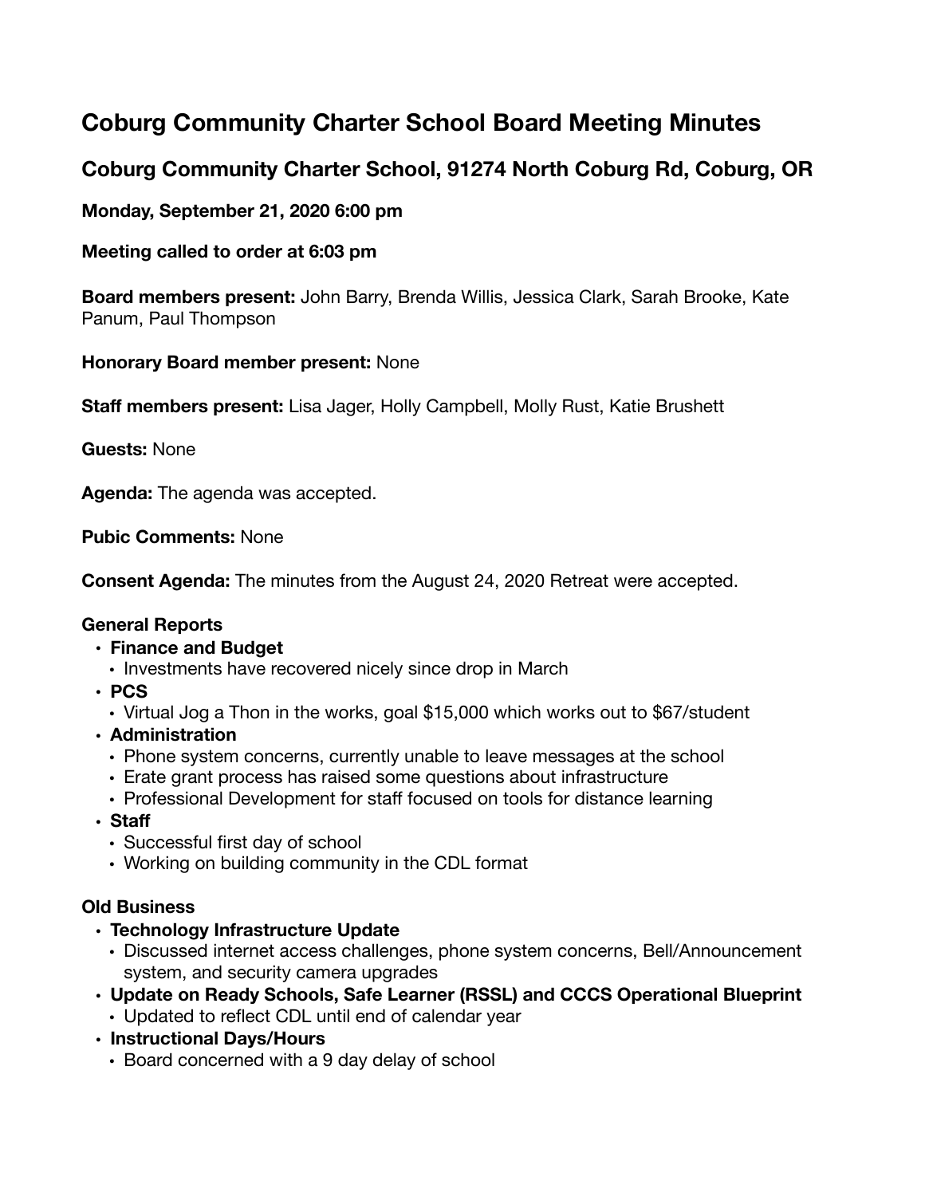# Coburg Community Charter School Board Meeting Minutes

## Coburg Community Charter School, 91274 North Coburg Rd, Coburg, OR

**Monday, September 21, 2020 6:00 pm**

**Meeting called to order at 6:03 pm**

**Board members present:** John Barry, Brenda Willis, Jessica Clark, Sarah Brooke, Kate Panum, Paul Thompson

**Honorary Board member present:** None

**Staff members present:** Lisa Jager, Holly Campbell, Molly Rust, Katie Brushett

**Guests:** None

**Agenda:** The agenda was accepted.

**Pubic Comments:** None

**Consent Agenda:** The minutes from the August 24, 2020 Retreat were accepted.

**General Reports**

- **Finance and Budget**
  - Investments have recovered nicely since drop in March
- **PCS**
  - Virtual Jog a Thon in the works, goal $15,000 which works out to $67/student
- **Administration**
  - Phone system concerns, currently unable to leave messages at the school
  - Erate grant process has raised some questions about infrastructure
  - Professional Development for staff focused on tools for distance learning
- **Staff**
  - Successful first day of school
  - Working on building community in the CDL format

**Old Business**

- **Technology Infrastructure Update**
  - Discussed internet access challenges, phone system concerns, Bell/Announcement system, and security camera upgrades
- **Update on Ready Schools, Safe Learner (RSSL) and CCCS Operational Blueprint**
  - Updated to reflect CDL until end of calendar year
- **Instructional Days/Hours**
  - Board concerned with a 9 day delay of school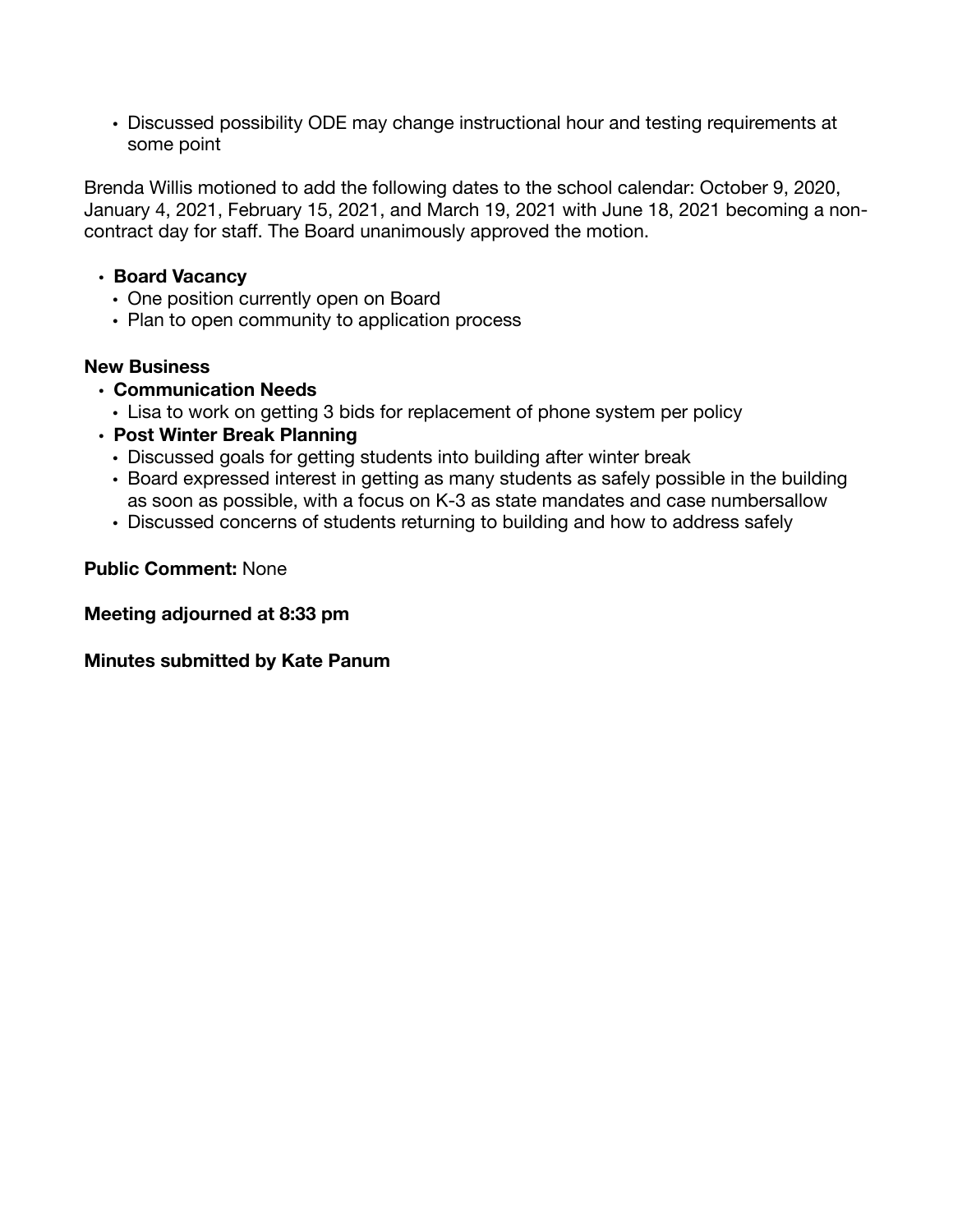- Discussed possibility ODE may change instructional hour and testing requirements at some point

Brenda Willis motioned to add the following dates to the school calendar: October 9, 2020, January 4, 2021, February 15, 2021, and March 19, 2021 with June 18, 2021 becoming a non-contract day for staff. The Board unanimously approved the motion.

- **Board Vacancy**
  - One position currently open on Board
  - Plan to open community to application process

**New Business**

- **Communication Needs**
  - Lisa to work on getting 3 bids for replacement of phone system per policy
- **Post Winter Break Planning**
  - Discussed goals for getting students into building after winter break
  - Board expressed interest in getting as many students as safely possible in the building as soon as possible, with a focus on K-3 as state mandates and case numbersallow
  - Discussed concerns of students returning to building and how to address safely

**Public Comment:** None

**Meeting adjourned at 8:33 pm**

**Minutes submitted by Kate Panum**